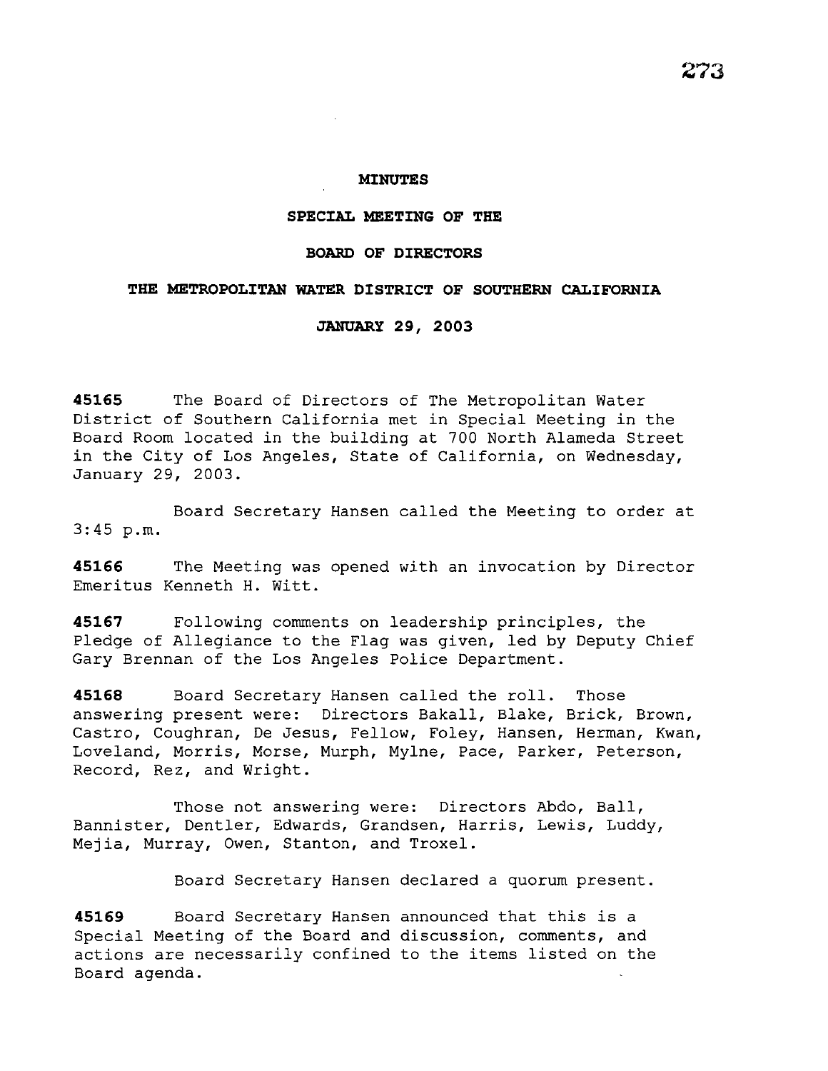**MINUTES**

**SPECIAL MEETING OF THE**

**BOARD OF DIRECTORS**

**THE METROPOLITAN WATER DISTRICT OF SOUTHERN CALIFORNIA**

**JANUARY 29, 2003**

**45165** The Board of Directors of The Metropolitan Water District of Southern California met in Special Meeting in the Board Room located in the building at 700 North Alameda Street in the City of Los Angeles, State of California, on Wednesday, January 29, 2003.

Board Secretary Hansen called the Meeting to order at 3:45 p.m.

**45166** The Meeting was opened with an invocation by Director Emeritus Kenneth H. Witt.

**45167** Following comments on leadership principles, the Pledge of Allegiance to the Flag was given, led by Deputy Chief Gary Brennan of the Los Angeles Police Department.

**45168** Board Secretary Hansen called the roll. Those answering present were: Directors Bakall, Blake, Brick, Brown, Castro, Coughran, De Jesus, Fellow, Foley, Hansen, Herman, Kwan, Loveland, Morris, Morse, Murph, Mylne, Pace, Parker, Peterson, Record, Rez, and Wright.

Those not answering were: Directors Abdo, Ball, Bannister, Dentler, Edwards, Grandsen, Harris, Lewis, Luddy, Mejia, Murray, Owen, Stanton, and Troxel.

Board Secretary Hansen declared a quorum present.

**45169** Board Secretary Hansen announced that this is a Special Meeting of the Board and discussion, comments, and actions are necessarily confined to the items listed on the Board agenda.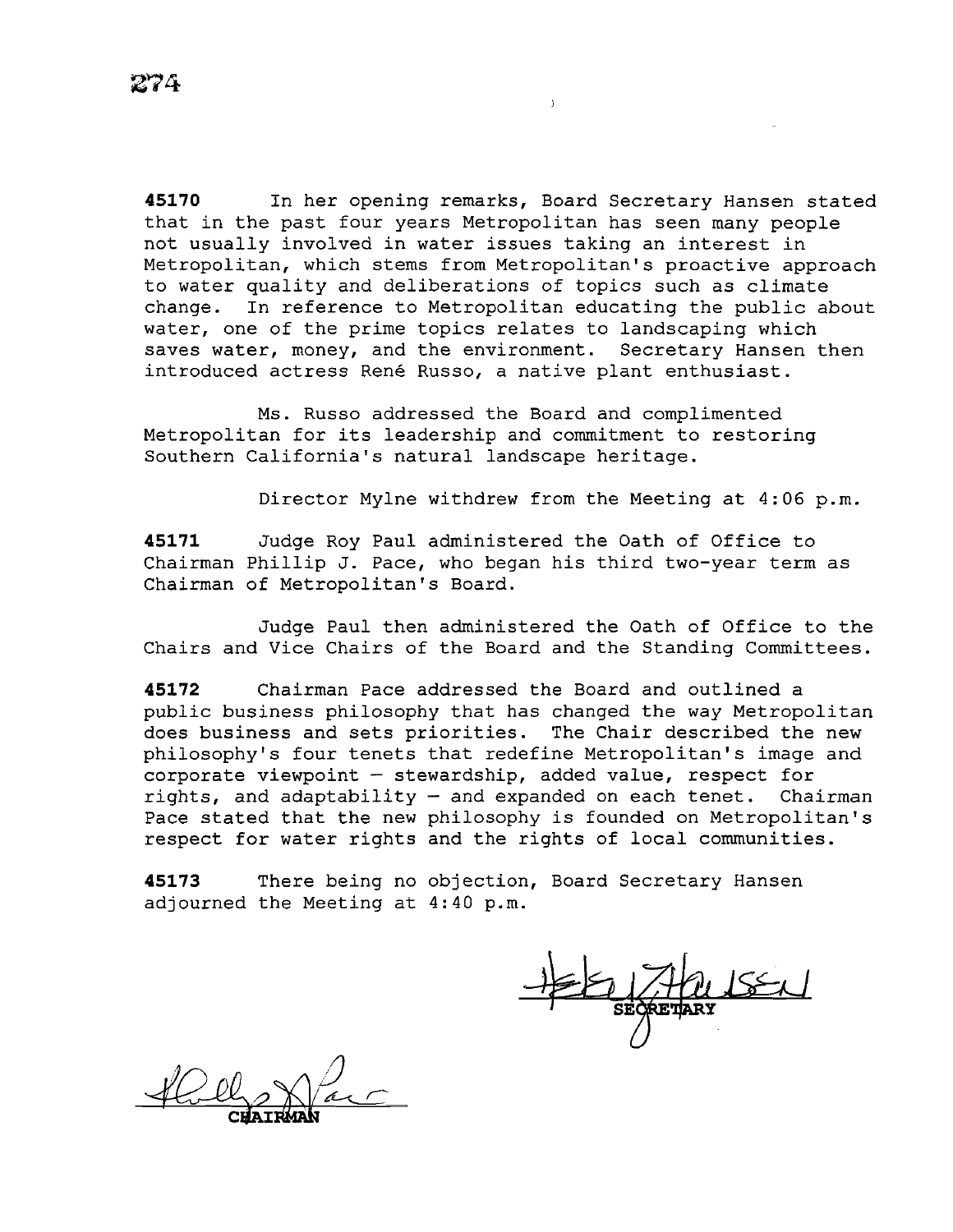**45170** In her opening remarks, Board Secretary Hansen stated that in the past four years Metropolitan has seen many people not usually involved in water issues taking an interest in Metropolitan, which stems from Metropolitan's proactive approach to water quality and deliberations of topics such as climate change. In reference to Metropolitan educating the public about water, one of the prime topics relates to landscaping which saves water, money, and the environment. Secretary Hansen then introduced actress René Russo, a native plant enthusiast.

Ms. Russo addressed the Board and complimented Metropolitan for its leadership and commitment to restoring Southern California's natural landscape heritage.

Director Mylne withdrew from the Meeting at 4:06 p.m.

**45171** Judge Roy Paul administered the Oath of Office to Chairman Phillip J. Pace, who began his third two-year term as Chairman of Metropolitan's Board.

Judge Paul then administered the Oath of Office to the Chairs and Vice Chairs of the Board and the Standing Committees.

**45172** Chairman Pace addressed the Board and outlined a public business philosophy that has changed the way Metropolitan does business and sets priorities. The Chair described the new philosophy's four tenets that redefine Metropolitan's image and corporate viewpoint — stewardship, added value, respect for rights, and adaptability — and expanded on each tenet. Chairman Pace stated that the new philosophy is founded on Metropolitan's respect for water rights and the rights of local communities.

**45173** There being no objection, Board Secretary Hansen adjourned the Meeting at 4:40 p.m.

SECRETARY

CHAIRMAN